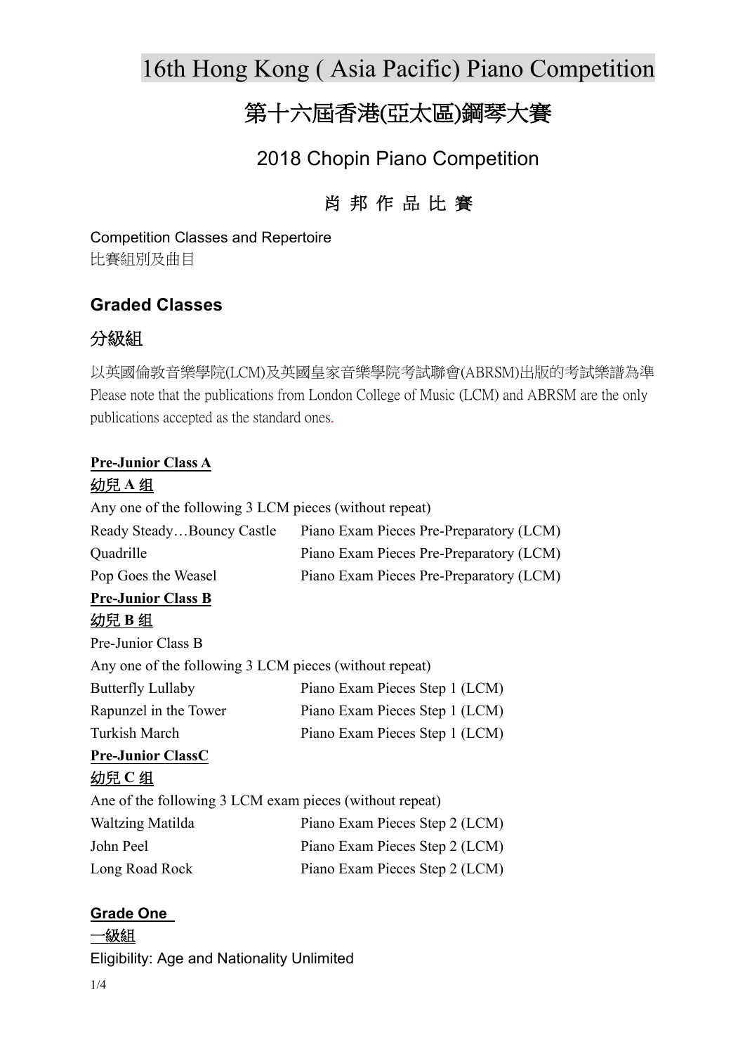# 16th Hong Kong ( Asia Pacific) Piano Competition

# 第十六屆香港(亞太區)鋼琴大賽

## 2018 Chopin Piano Competition

## 肖 邦 作 品 比 賽

Competition Classes and Repertoire
比賽組別及曲目

### Graded Classes

### 分級組

以英國倫敦音樂學院(LCM)及英國皇家音樂學院考試聯會(ABRSM)出版的考試樂譜為準
Please note that the publications from London College of Music (LCM) and ABRSM are the only publications accepted as the standard ones.

**Pre-Junior Class A**

**幼兒 A 组**

Any one of the following 3 LCM pieces (without repeat)

| | |
|---|---|
| Ready Steady…Bouncy Castle | Piano Exam Pieces Pre-Preparatory (LCM) |
| Quadrille | Piano Exam Pieces Pre-Preparatory (LCM) |
| Pop Goes the Weasel | Piano Exam Pieces Pre-Preparatory (LCM) |

**Pre-Junior Class B**

**幼兒 B 组**

Pre-Junior Class B

Any one of the following 3 LCM pieces (without repeat)

| | |
|---|---|
| Butterfly Lullaby | Piano Exam Pieces Step 1 (LCM) |
| Rapunzel in the Tower | Piano Exam Pieces Step 1 (LCM) |
| Turkish March | Piano Exam Pieces Step 1 (LCM) |

**Pre-Junior ClassC**

**幼兒 C 组**

Ane of the following 3 LCM exam pieces (without repeat)

| | |
|---|---|
| Waltzing Matilda | Piano Exam Pieces Step 2 (LCM) |
| John Peel | Piano Exam Pieces Step 2 (LCM) |
| Long Road Rock | Piano Exam Pieces Step 2 (LCM) |

**Grade One**

**一級組**

Eligibility: Age and Nationality Unlimited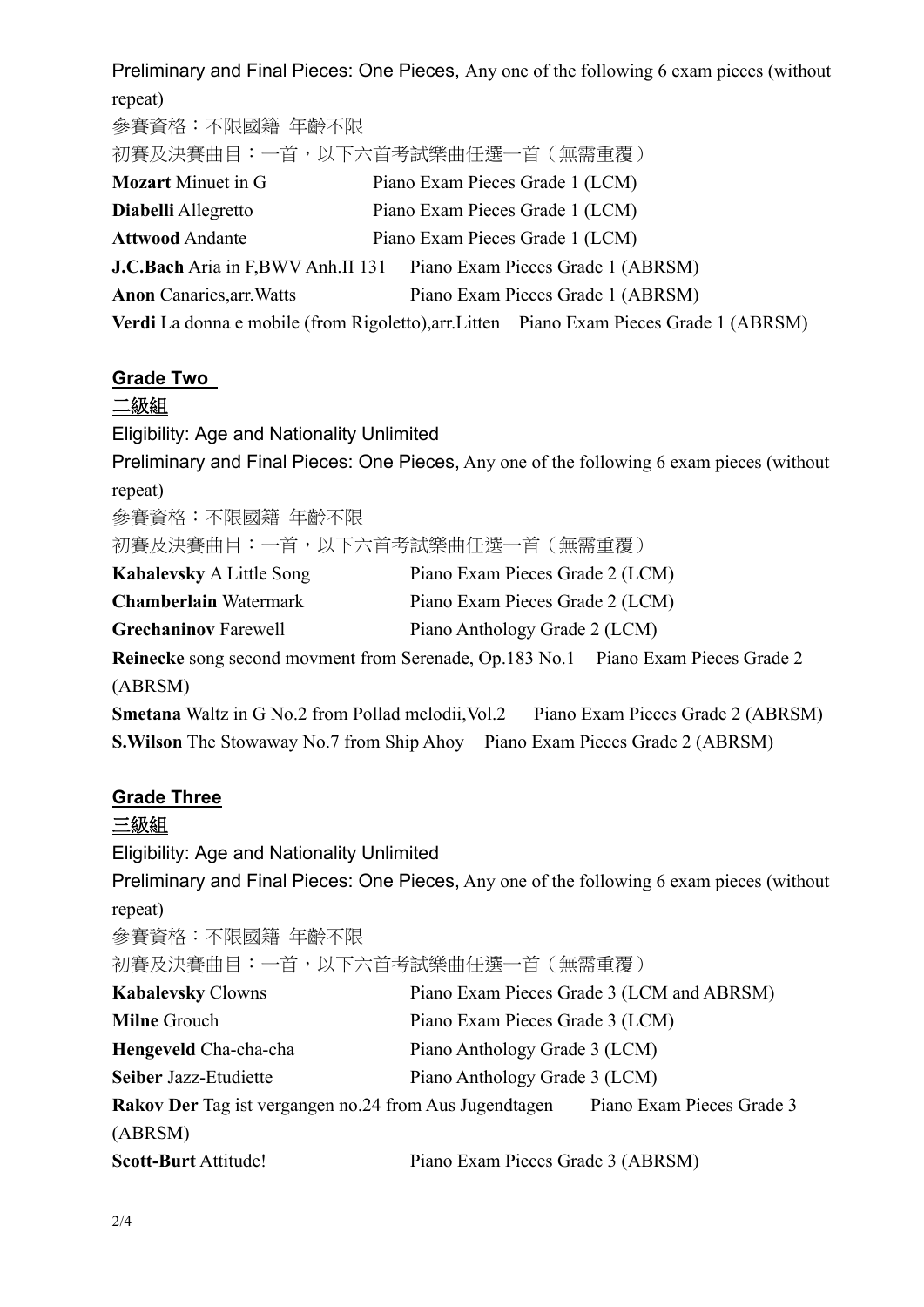Preliminary and Final Pieces: One Pieces, Any one of the following 6 exam pieces (without repeat)

參賽資格：不限國籍 年齡不限

初賽及決賽曲目：一首，以下六首考試樂曲任選一首（無需重覆）

**Mozart** Minuet in G — Piano Exam Pieces Grade 1 (LCM)

**Diabelli** Allegretto — Piano Exam Pieces Grade 1 (LCM)

**Attwood** Andante — Piano Exam Pieces Grade 1 (LCM)

**J.C.Bach** Aria in F,BWV Anh.II 131 — Piano Exam Pieces Grade 1 (ABRSM)

**Anon** Canaries,arr.Watts — Piano Exam Pieces Grade 1 (ABRSM)

**Verdi** La donna e mobile (from Rigoletto),arr.Litten — Piano Exam Pieces Grade 1 (ABRSM)

## Grade Two

## 二級組

Eligibility: Age and Nationality Unlimited

Preliminary and Final Pieces: One Pieces, Any one of the following 6 exam pieces (without repeat)

參賽資格：不限國籍 年齡不限

初賽及決賽曲目：一首，以下六首考試樂曲任選一首（無需重覆）

**Kabalevsky** A Little Song — Piano Exam Pieces Grade 2 (LCM)

**Chamberlain** Watermark — Piano Exam Pieces Grade 2 (LCM)

**Grechaninov** Farewell — Piano Anthology Grade 2 (LCM)

**Reinecke** song second movment from Serenade, Op.183 No.1 — Piano Exam Pieces Grade 2 (ABRSM)

**Smetana** Waltz in G No.2 from Pollad melodii,Vol.2 — Piano Exam Pieces Grade 2 (ABRSM)

**S.Wilson** The Stowaway No.7 from Ship Ahoy — Piano Exam Pieces Grade 2 (ABRSM)

## Grade Three

## 三級組

Eligibility: Age and Nationality Unlimited

Preliminary and Final Pieces: One Pieces, Any one of the following 6 exam pieces (without repeat)

參賽資格：不限國籍 年齡不限

初賽及決賽曲目：一首，以下六首考試樂曲任選一首（無需重覆）

**Kabalevsky** Clowns — Piano Exam Pieces Grade 3 (LCM and ABRSM)

**Milne** Grouch — Piano Exam Pieces Grade 3 (LCM)

**Hengeveld** Cha-cha-cha — Piano Anthology Grade 3 (LCM)

**Seiber** Jazz-Etudiette — Piano Anthology Grade 3 (LCM)

**Rakov Der** Tag ist vergangen no.24 from Aus Jugendtagen — Piano Exam Pieces Grade 3 (ABRSM)

**Scott-Burt** Attitude! — Piano Exam Pieces Grade 3 (ABRSM)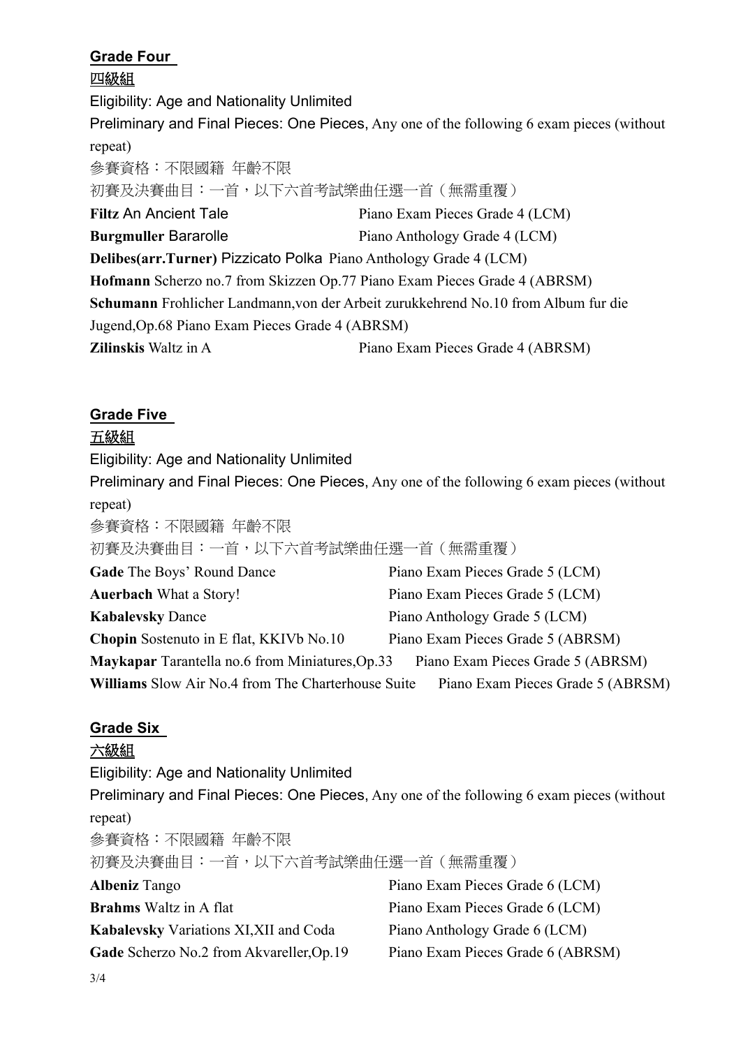## Grade Four

## 四級組

Eligibility: Age and Nationality Unlimited

Preliminary and Final Pieces: One Pieces, Any one of the following 6 exam pieces (without repeat)

參賽資格：不限國籍 年齡不限

初賽及決賽曲目：一首，以下六首考試樂曲任選一首（無需重覆）

**Filtz** An Ancient Tale Piano Exam Pieces Grade 4 (LCM)

**Burgmuller** Bararolle Piano Anthology Grade 4 (LCM)

**Delibes(arr.Turner)** Pizzicato Polka Piano Anthology Grade 4 (LCM)

**Hofmann** Scherzo no.7 from Skizzen Op.77 Piano Exam Pieces Grade 4 (ABRSM)

**Schumann** Frohlicher Landmann,von der Arbeit zurukkehrend No.10 from Album fur die Jugend,Op.68 Piano Exam Pieces Grade 4 (ABRSM)

**Zilinskis** Waltz in A Piano Exam Pieces Grade 4 (ABRSM)

## Grade Five

## 五級組

Eligibility: Age and Nationality Unlimited

Preliminary and Final Pieces: One Pieces, Any one of the following 6 exam pieces (without repeat)

參賽資格：不限國籍 年齡不限

初賽及決賽曲目：一首，以下六首考試樂曲任選一首（無需重覆）

**Gade** The Boys' Round Dance Piano Exam Pieces Grade 5 (LCM)

**Auerbach** What a Story! Piano Exam Pieces Grade 5 (LCM)

**Kabalevsky** Dance Piano Anthology Grade 5 (LCM)

**Chopin** Sostenuto in E flat, KKIVb No.10 Piano Exam Pieces Grade 5 (ABRSM)

**Maykapar** Tarantella no.6 from Miniatures,Op.33 Piano Exam Pieces Grade 5 (ABRSM)

**Williams** Slow Air No.4 from The Charterhouse Suite Piano Exam Pieces Grade 5 (ABRSM)

## Grade Six

## 六級組

Eligibility: Age and Nationality Unlimited

Preliminary and Final Pieces: One Pieces, Any one of the following 6 exam pieces (without repeat)

參賽資格：不限國籍 年齡不限

初賽及決賽曲目：一首，以下六首考試樂曲任選一首（無需重覆）

**Albeniz** Tango Piano Exam Pieces Grade 6 (LCM)

**Brahms** Waltz in A flat Piano Exam Pieces Grade 6 (LCM)

**Kabalevsky** Variations XI,XII and Coda Piano Anthology Grade 6 (LCM)

**Gade** Scherzo No.2 from Akvareller,Op.19 Piano Exam Pieces Grade 6 (ABRSM)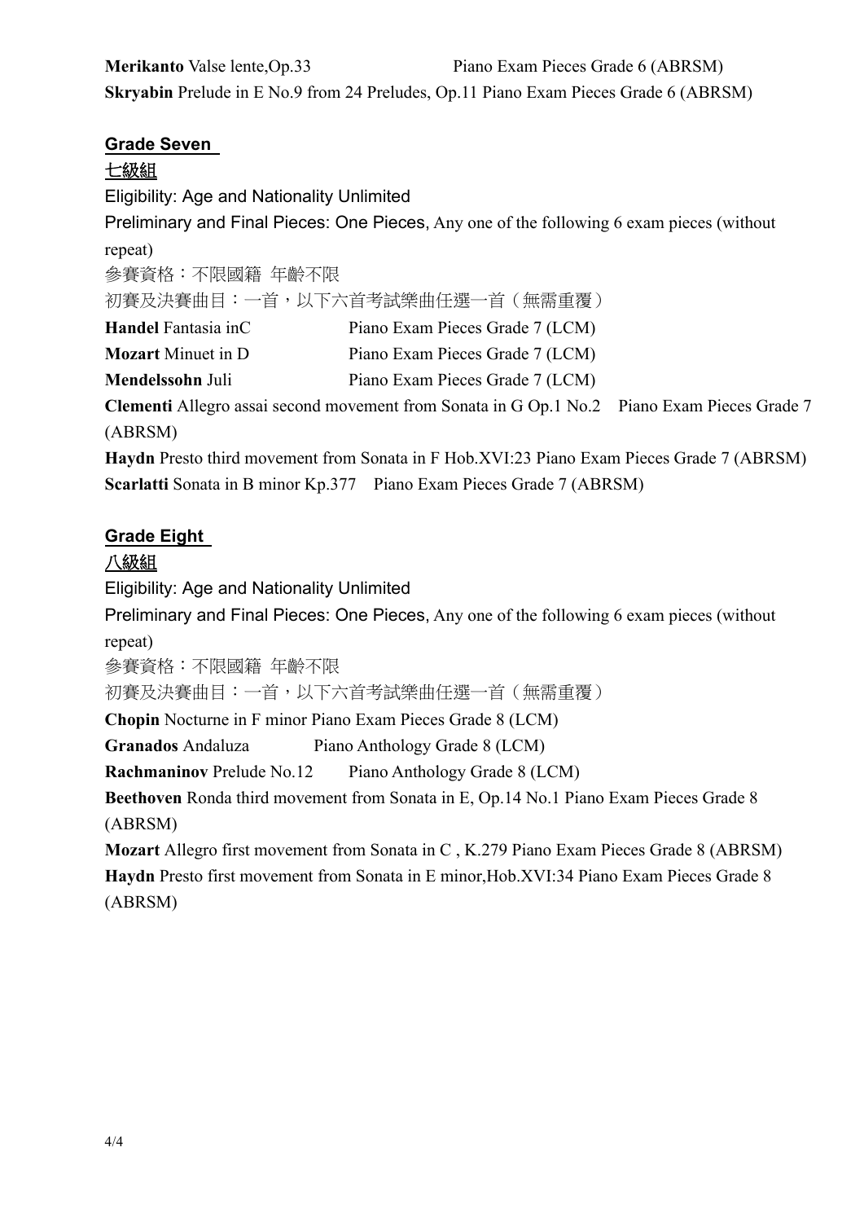**Merikanto** Valse lente,Op.33 Piano Exam Pieces Grade 6 (ABRSM)

**Skryabin** Prelude in E No.9 from 24 Preludes, Op.11 Piano Exam Pieces Grade 6 (ABRSM)

## Grade Seven

## 七級組

Eligibility: Age and Nationality Unlimited

Preliminary and Final Pieces: One Pieces, Any one of the following 6 exam pieces (without repeat)

參賽資格：不限國籍 年齡不限

初賽及決賽曲目：一首，以下六首考試樂曲任選一首（無需重覆）

**Handel** Fantasia inC Piano Exam Pieces Grade 7 (LCM)

**Mozart** Minuet in D Piano Exam Pieces Grade 7 (LCM)

**Mendelssohn** Juli Piano Exam Pieces Grade 7 (LCM)

**Clementi** Allegro assai second movement from Sonata in G Op.1 No.2 Piano Exam Pieces Grade 7 (ABRSM)

**Haydn** Presto third movement from Sonata in F Hob.XVI:23 Piano Exam Pieces Grade 7 (ABRSM)

**Scarlatti** Sonata in B minor Kp.377 Piano Exam Pieces Grade 7 (ABRSM)

## Grade Eight

## 八級組

Eligibility: Age and Nationality Unlimited

Preliminary and Final Pieces: One Pieces, Any one of the following 6 exam pieces (without repeat)

參賽資格：不限國籍 年齡不限

初賽及決賽曲目：一首，以下六首考試樂曲任選一首（無需重覆）

**Chopin** Nocturne in F minor Piano Exam Pieces Grade 8 (LCM)

**Granados** Andaluza Piano Anthology Grade 8 (LCM)

**Rachmaninov** Prelude No.12 Piano Anthology Grade 8 (LCM)

**Beethoven** Ronda third movement from Sonata in E, Op.14 No.1 Piano Exam Pieces Grade 8 (ABRSM)

**Mozart** Allegro first movement from Sonata in C , K.279 Piano Exam Pieces Grade 8 (ABRSM)

**Haydn** Presto first movement from Sonata in E minor,Hob.XVI:34 Piano Exam Pieces Grade 8 (ABRSM)